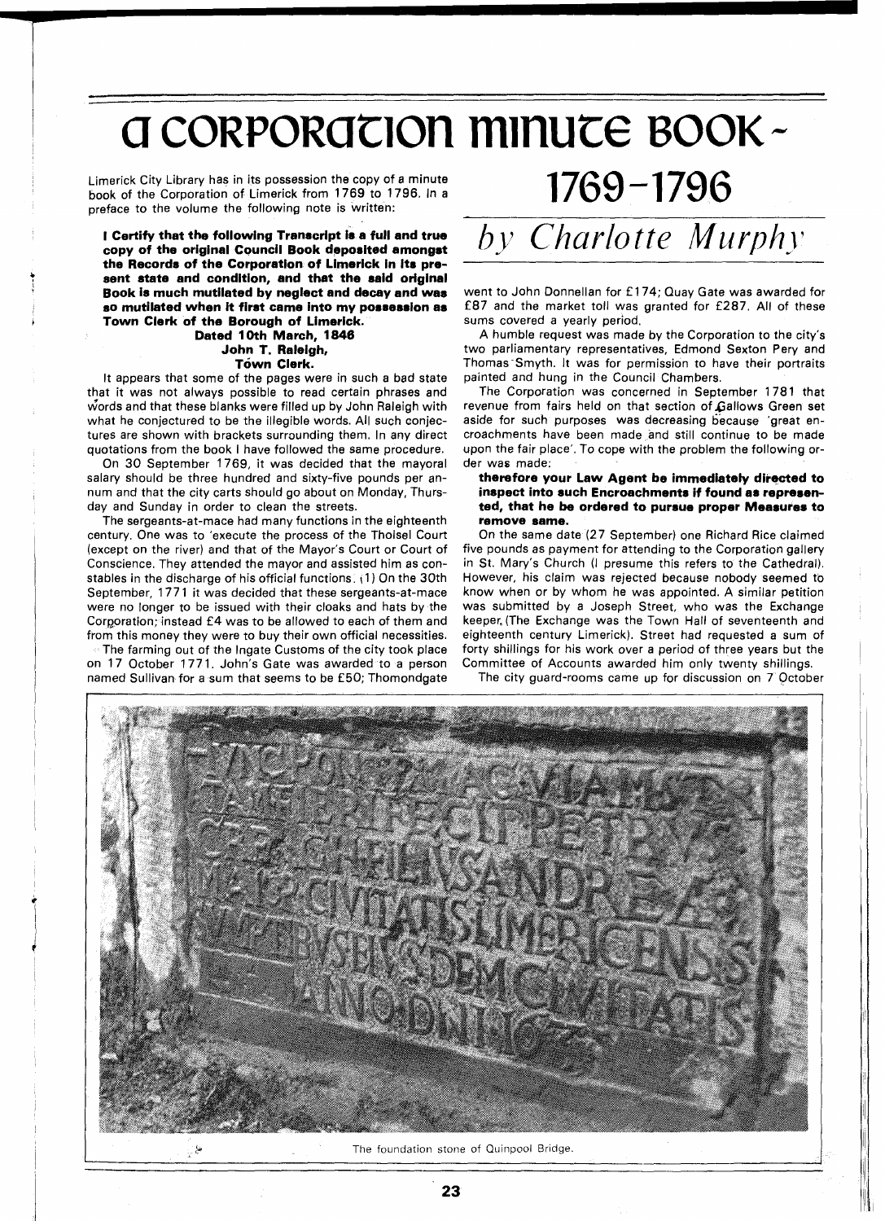# a corporation minute book - 1769-1796

*by Charlotte Murphy*

Limerick City Library has in its possession the copy of a minute book of the Corporation of Limerick from 1769 to 1796. In a preface to the volume the following note is written:

**I Certify that the following Transcript is a full and true copy of the original Council Book deposited amongst the Records of the Corporation of Limerick in its present state and condition, and that the said original Book is much mutilated by neglect and decay and was so mutilated when it first came into my possession as Town Clerk of the Borough of Limerick.**

**Dated 10th March, 1846**
**John T. Raleigh,**
**Town Clerk.**

It appears that some of the pages were in such a bad state that it was not always possible to read certain phrases and words and that these blanks were filled up by John Raleigh with what he conjectured to be the illegible words. All such conjectures are shown with brackets surrounding them. In any direct quotations from the book I have followed the same procedure.

On 30 September 1769, it was decided that the mayoral salary should be three hundred and sixty-five pounds per annum and that the city carts should go about on Monday, Thursday and Sunday in order to clean the streets.

The sergeants-at-mace had many functions in the eighteenth century. One was to 'execute the process of the Tholsel Court (except on the river) and that of the Mayor's Court or Court of Conscience. They attended the mayor and assisted him as constables in the discharge of his official functions. (1) On the 30th September, 1771 it was decided that these sergeants-at-mace were no longer to be issued with their cloaks and hats by the Corporation; instead £4 was to be allowed to each of them and from this money they were to buy their own official necessities.

The farming out of the Ingate Customs of the city took place on 17 October 1771. John's Gate was awarded to a person named Sullivan for a sum that seems to be £50; Thomondgate went to John Donnellan for £174; Quay Gate was awarded for £87 and the market toll was granted for £287. All of these sums covered a yearly period.

A humble request was made by the Corporation to the city's two parliamentary representatives, Edmond Sexton Pery and Thomas Smyth. It was for permission to have their portraits painted and hung in the Council Chambers.

The Corporation was concerned in September 1781 that revenue from fairs held on that section of Gallows Green set aside for such purposes was decreasing because 'great encroachments have been made and still continue to be made upon the fair place'. To cope with the problem the following order was made:

**therefore your Law Agent be immediately directed to inspect into such Encroachments if found as represented, that he be ordered to pursue proper Measures to remove same.**

On the same date (27 September) one Richard Rice claimed five pounds as payment for attending to the Corporation gallery in St. Mary's Church (I presume this refers to the Cathedral). However, his claim was rejected because nobody seemed to know when or by whom he was appointed. A similar petition was submitted by a Joseph Street, who was the Exchange keeper. (The Exchange was the Town Hall of seventeenth and eighteenth century Limerick). Street had requested a sum of forty shillings for his work over a period of three years but the Committee of Accounts awarded him only twenty shillings.

The city guard-rooms came up for discussion on 7 October

The foundation stone of Quinpool Bridge.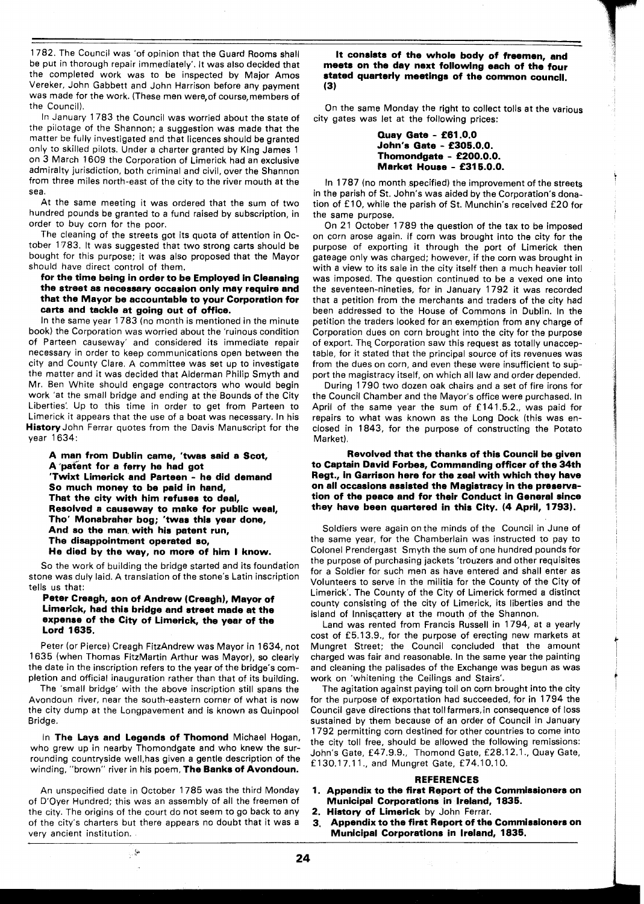1782. The Council was 'of opinion that the Guard Rooms shall be put in thorough repair immediately'. It was also decided that the completed work was to be inspected by Major Amos Vereker, John Gabbett and John Harrison before any payment was made for the work. (These men were, of course, members of the Council).

In January 1783 the Council was worried about the state of the pilotage of the Shannon; a suggestion was made that the matter be fully investigated and that licences should be granted only to skilled pilots. Under a charter granted by King James 1 on 3 March 1609 the Corporation of Limerick had an exclusive admiralty jurisdiction, both criminal and civil, over the Shannon from three miles north-east of the city to the river mouth at the sea.

At the same meeting it was ordered that the sum of two hundred pounds be granted to a fund raised by subscription, in order to buy corn for the poor.

The cleaning of the streets got its quota of attention in October 1783. It was suggested that two strong carts should be bought for this purpose; it was also proposed that the Mayor should have direct control of them.

**for the time being in order to be Employed in Cleansing the street as necessary occasion only may require and that the Mayor be accountable to your Corporation for carts and tackle at going out of office.**

In the same year 1783 (no month is mentioned in the minute book) the Corporation was worried about the 'ruinous condition of Parteen causeway' and considered its immediate repair necessary in order to keep communications open between the city and County Clare. A committee was set up to investigate the matter and it was decided that Alderman Philip Smyth and Mr. Ben White should engage contractors who would begin work 'at the small bridge and ending at the Bounds of the City Liberties'. Up to this time in order to get from Parteen to Limerick it appears that the use of a boat was necessary. In his **History** John Ferrar quotes from the Davis Manuscript for the year 1634:

**A man from Dublin came, 'twas said a Scot,**
**A patent for a ferry he had got**
**'Twixt Limerick and Parteen - he did demand**
**So much money to be paid in hand,**
**That the city with him refuses to deal,**
**Resolved a causeway to make for public weal,**
**Tho' Monabraher bog; 'twas this year done,**
**And so the man with his patent run,**
**The disappointment operated so,**
**He died by the way, no more of him I know.**

So the work of building the bridge started and its foundation stone was duly laid. A translation of the stone's Latin inscription tells us that:

**Peter Creagh, son of Andrew (Creagh), Mayor of Limerick, had this bridge and street made at the expense of the City of Limerick, the year of the Lord 1635.**

Peter (or Pierce) Creagh FitzAndrew was Mayor in 1634, not 1635 (when Thomas FitzMartin Arthur was Mayor), so clearly the date in the inscription refers to the year of the bridge's completion and official inauguration rather than that of its building.

The 'small bridge' with the above inscription still spans the Avondoun river, near the south-eastern corner of what is now the city dump at the Longpavement and is known as Quinpool Bridge.

In **The Lays and Legends of Thomond** Michael Hogan, who grew up in nearby Thomondgate and who knew the surrounding countryside well, has given a gentle description of the winding, "brown" river in his poem, **The Banks of Avondoun.**

An unspecified date in October 1785 was the third Monday of D'Oyer Hundred; this was an assembly of all the freemen of the city. The origins of the court do not seem to go back to any of the city's charters but there appears no doubt that it was a very ancient institution.

**It consists of the whole body of freemen, and meets on the day next following each of the four stated quarterly meetings of the common council. (3)**

On the same Monday the right to collect tolls at the various city gates was let at the following prices:

**Quay Gate - £61.0.0**
**John's Gate - £305.0.0.**
**Thomondgate - £200.0.0.**
**Market House - £315.0.0.**

In 1787 (no month specified) the improvement of the streets in the parish of St. John's was aided by the Corporation's donation of £10, while the parish of St. Munchin's received £20 for the same purpose.

On 21 October 1789 the question of the tax to be imposed on corn arose again. If corn was brought into the city for the purpose of exporting it through the port of Limerick then gateage only was charged; however, if the corn was brought in with a view to its sale in the city itself then a much heavier toll was imposed. The question continued to be a vexed one into the seventeen-nineties, for in January 1792 it was recorded that a petition from the merchants and traders of the city had been addressed to the House of Commons in Dublin. In the petition the traders looked for an exemption from any charge of Corporation dues on corn brought into the city for the purpose of export. The Corporation saw this request as totally unacceptable, for it stated that the principal source of its revenues was from the dues on corn, and even these were insufficient to support the magistracy itself, on which all law and order depended.

During 1790 two dozen oak chairs and a set of fire irons for the Council Chamber and the Mayor's office were purchased. In April of the same year the sum of £141.5.2., was paid for repairs to what was known as the Long Dock (this was enclosed in 1843, for the purpose of constructing the Potato Market).

**Revolved that the thanks of this Council be given to Captain David Forbes, Commanding officer of the 34th Regt., in Garrison here for the zeal with which they have on all occasions assisted the Magistracy in the preservation of the peace and for their Conduct in General since they have been quartered in this City. (4 April, 1793).**

Soldiers were again on the minds of the Council in June of the same year, for the Chamberlain was instructed to pay to Colonel Prendergast Smyth the sum of one hundred pounds for the purpose of purchasing jackets 'trouzers and other requisites for a Soldier for such men as have entered and shall enter as Volunteers to serve in the militia for the County of the City of Limerick'. The County of the City of Limerick formed a distinct county consisting of the city of Limerick, its liberties and the island of Inniscattery at the mouth of the Shannon.

Land was rented from Francis Russell in 1794, at a yearly cost of £5.13.9., for the purpose of erecting new markets at Mungret Street; the Council concluded that the amount charged was fair and reasonable. In the same year the painting and cleaning the palisades of the Exchange was begun as was work on 'whitening the Ceilings and Stairs'.

The agitation against paying toll on corn brought into the city for the purpose of exportation had succeeded, for in 1794 the Council gave directions that toll farmers, in consequence of loss sustained by them because of an order of Council in January 1792 permitting corn destined for other countries to come into the city toll free, should be allowed the following remissions: John's Gate, £47.9.9., Thomond Gate, £28.12.1., Quay Gate, £130.17.11., and Mungret Gate, £74.10.10.

## REFERENCES

1. **Appendix to the first Report of the Commissioners on Municipal Corporations in Ireland, 1835.**
2. **History of Limerick** by John Ferrar.
3. **Appendix to the first Report of the Commissioners on Municipal Corporations in Ireland, 1835.**